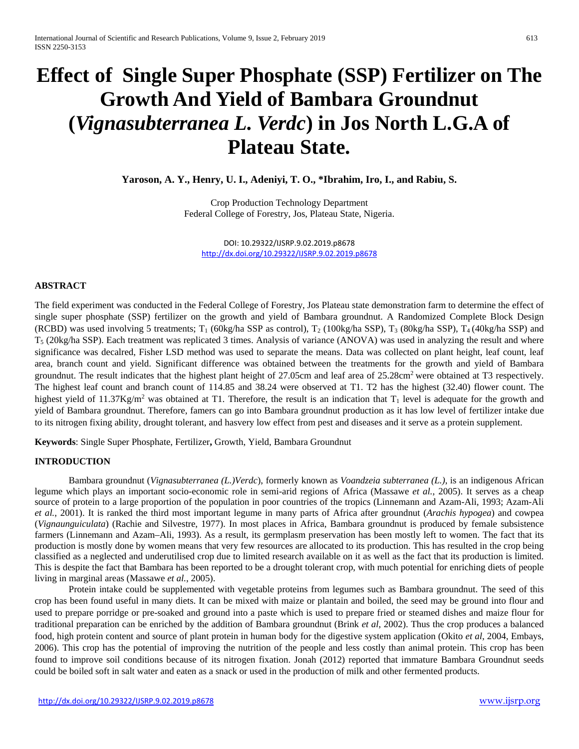# Effect of Single Super Phosphate (SSP) Fertilizer on The Growth And Yield of Bambara Groundnut (*Vignasubterranea L. Verdc*) in Jos North L.G.A of Plateau State.

**Yaroson, A. Y., Henry, U. I., Adeniyi, T. O., \*Ibrahim, Iro, I., and Rabiu, S.**

Crop Production Technology Department
Federal College of Forestry, Jos, Plateau State, Nigeria.

DOI: 10.29322/IJSRP.9.02.2019.p8678
http://dx.doi.org/10.29322/IJSRP.9.02.2019.p8678

## ABSTRACT

The field experiment was conducted in the Federal College of Forestry, Jos Plateau state demonstration farm to determine the effect of single super phosphate (SSP) fertilizer on the growth and yield of Bambara groundnut. A Randomized Complete Block Design (RCBD) was used involving 5 treatments; $T_1$ (60kg/ha SSP as control), $T_2$ (100kg/ha SSP), $T_3$ (80kg/ha SSP), $T_4$ (40kg/ha SSP) and $T_5$ (20kg/ha SSP). Each treatment was replicated 3 times. Analysis of variance (ANOVA) was used in analyzing the result and where significance was decalred, Fisher LSD method was used to separate the means. Data was collected on plant height, leaf count, leaf area, branch count and yield. Significant difference was obtained between the treatments for the growth and yield of Bambara groundnut. The result indicates that the highest plant height of 27.05cm and leaf area of 25.28cm$^2$ were obtained at T3 respectively. The highest leaf count and branch count of 114.85 and 38.24 were observed at T1. T2 has the highest (32.40) flower count. The highest yield of 11.37Kg/m$^2$ was obtained at T1. Therefore, the result is an indication that $T_1$ level is adequate for the growth and yield of Bambara groundnut. Therefore, famers can go into Bambara groundnut production as it has low level of fertilizer intake due to its nitrogen fixing ability, drought tolerant, and hasvery low effect from pest and diseases and it serve as a protein supplement.

**Keywords**: Single Super Phosphate, Fertilizer**,** Growth, Yield, Bambara Groundnut

## INTRODUCTION

Bambara groundnut (*Vignasubterranea (L.)Verdc*), formerly known as *Voandzeia subterranea (L.)*, is an indigenous African legume which plays an important socio-economic role in semi-arid regions of Africa (Massawe *et al.*, 2005). It serves as a cheap source of protein to a large proportion of the population in poor countries of the tropics (Linnemann and Azam-Ali, 1993; Azam-Ali *et al.*, 2001). It is ranked the third most important legume in many parts of Africa after groundnut (*Arachis hypogea*) and cowpea (*Vignaunguiculata*) (Rachie and Silvestre, 1977). In most places in Africa, Bambara groundnut is produced by female subsistence farmers (Linnemann and Azam–Ali, 1993). As a result, its germplasm preservation has been mostly left to women. The fact that its production is mostly done by women means that very few resources are allocated to its production. This has resulted in the crop being classified as a neglected and underutilised crop due to limited research available on it as well as the fact that its production is limited. This is despite the fact that Bambara has been reported to be a drought tolerant crop, with much potential for enriching diets of people living in marginal areas (Massawe *et al.*, 2005).

Protein intake could be supplemented with vegetable proteins from legumes such as Bambara groundnut. The seed of this crop has been found useful in many diets. It can be mixed with maize or plantain and boiled, the seed may be ground into flour and used to prepare porridge or pre-soaked and ground into a paste which is used to prepare fried or steamed dishes and maize flour for traditional preparation can be enriched by the addition of Bambara groundnut (Brink *et al,* 2002). Thus the crop produces a balanced food, high protein content and source of plant protein in human body for the digestive system application (Okito *et al*, 2004, Embays, 2006). This crop has the potential of improving the nutrition of the people and less costly than animal protein. This crop has been found to improve soil conditions because of its nitrogen fixation. Jonah (2012) reported that immature Bambara Groundnut seeds could be boiled soft in salt water and eaten as a snack or used in the production of milk and other fermented products.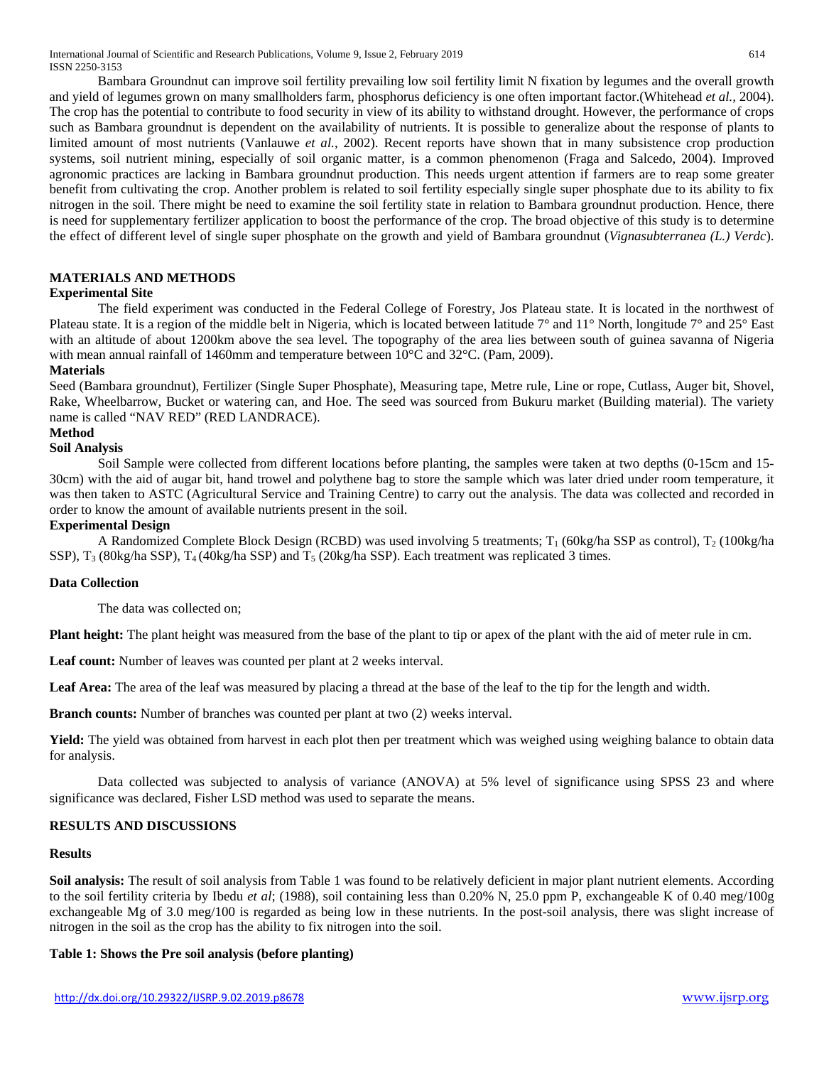Bambara Groundnut can improve soil fertility prevailing low soil fertility limit N fixation by legumes and the overall growth and yield of legumes grown on many smallholders farm, phosphorus deficiency is one often important factor.(Whitehead *et al.*, 2004). The crop has the potential to contribute to food security in view of its ability to withstand drought. However, the performance of crops such as Bambara groundnut is dependent on the availability of nutrients. It is possible to generalize about the response of plants to limited amount of most nutrients (Vanlauwe *et al.*, 2002). Recent reports have shown that in many subsistence crop production systems, soil nutrient mining, especially of soil organic matter, is a common phenomenon (Fraga and Salcedo, 2004). Improved agronomic practices are lacking in Bambara groundnut production. This needs urgent attention if farmers are to reap some greater benefit from cultivating the crop. Another problem is related to soil fertility especially single super phosphate due to its ability to fix nitrogen in the soil. There might be need to examine the soil fertility state in relation to Bambara groundnut production. Hence, there is need for supplementary fertilizer application to boost the performance of the crop. The broad objective of this study is to determine the effect of different level of single super phosphate on the growth and yield of Bambara groundnut (*Vignasubterranea (L.) Verdc*).

## MATERIALS AND METHODS

### Experimental Site

The field experiment was conducted in the Federal College of Forestry, Jos Plateau state. It is located in the northwest of Plateau state. It is a region of the middle belt in Nigeria, which is located between latitude 7° and 11° North, longitude 7° and 25° East with an altitude of about 1200km above the sea level. The topography of the area lies between south of guinea savanna of Nigeria with mean annual rainfall of 1460mm and temperature between 10°C and 32°C. (Pam, 2009).

### Materials

Seed (Bambara groundnut), Fertilizer (Single Super Phosphate), Measuring tape, Metre rule, Line or rope, Cutlass, Auger bit, Shovel, Rake, Wheelbarrow, Bucket or watering can, and Hoe. The seed was sourced from Bukuru market (Building material). The variety name is called "NAV RED" (RED LANDRACE).

### Method

#### Soil Analysis

Soil Sample were collected from different locations before planting, the samples were taken at two depths (0-15cm and 15-30cm) with the aid of augar bit, hand trowel and polythene bag to store the sample which was later dried under room temperature, it was then taken to ASTC (Agricultural Service and Training Centre) to carry out the analysis. The data was collected and recorded in order to know the amount of available nutrients present in the soil.

#### Experimental Design

A Randomized Complete Block Design (RCBD) was used involving 5 treatments; $T_1$ (60kg/ha SSP as control), $T_2$ (100kg/ha SSP), $T_3$ (80kg/ha SSP), $T_4$ (40kg/ha SSP) and $T_5$ (20kg/ha SSP). Each treatment was replicated 3 times.

#### Data Collection

The data was collected on;

**Plant height:** The plant height was measured from the base of the plant to tip or apex of the plant with the aid of meter rule in cm.

**Leaf count:** Number of leaves was counted per plant at 2 weeks interval.

**Leaf Area:** The area of the leaf was measured by placing a thread at the base of the leaf to the tip for the length and width.

**Branch counts:** Number of branches was counted per plant at two (2) weeks interval.

**Yield:** The yield was obtained from harvest in each plot then per treatment which was weighed using weighing balance to obtain data for analysis.

Data collected was subjected to analysis of variance (ANOVA) at 5% level of significance using SPSS 23 and where significance was declared, Fisher LSD method was used to separate the means.

## RESULTS AND DISCUSSIONS

### Results

**Soil analysis:** The result of soil analysis from Table 1 was found to be relatively deficient in major plant nutrient elements. According to the soil fertility criteria by Ibedu *et al*; (1988), soil containing less than 0.20% N, 25.0 ppm P, exchangeable K of 0.40 meg/100g exchangeable Mg of 3.0 meg/100 is regarded as being low in these nutrients. In the post-soil analysis, there was slight increase of nitrogen in the soil as the crop has the ability to fix nitrogen into the soil.

**Table 1: Shows the Pre soil analysis (before planting)**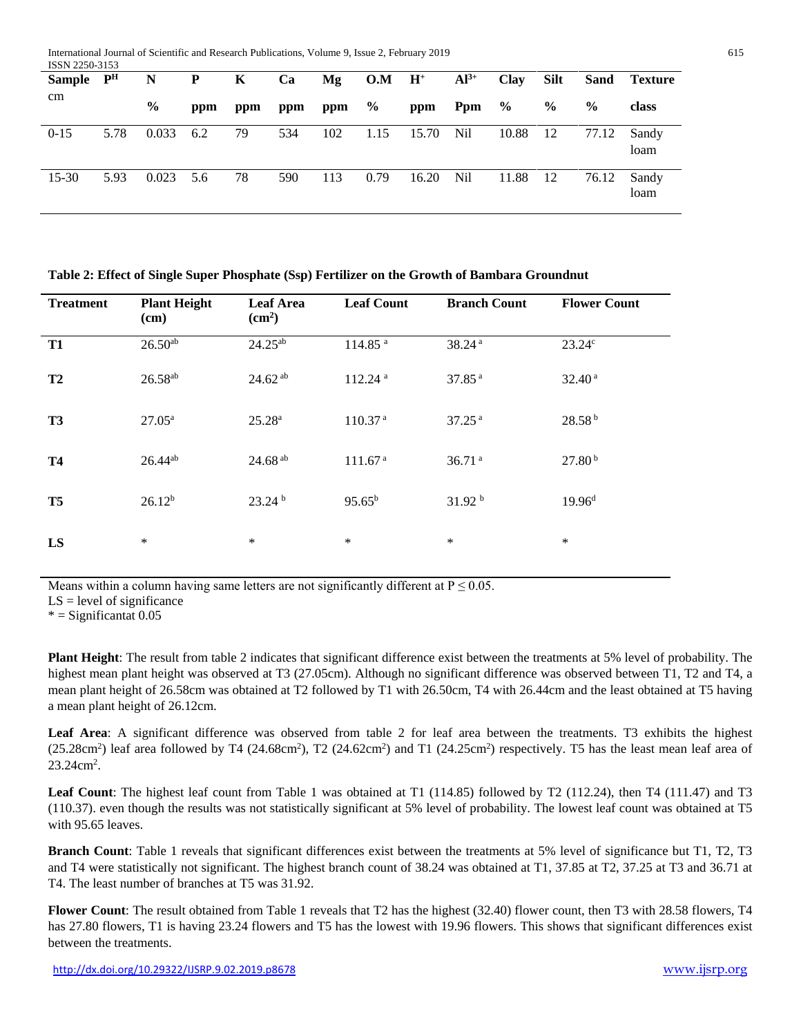| Sample cm | $P^H$ | N % | P ppm | K ppm | Ca ppm | Mg ppm | O.M % | $H^+$ ppm | $Al^{3+}$ Ppm | Clay % | Silt % | Sand % | Texture class |
|---|---|---|---|---|---|---|---|---|---|---|---|---|---|
| 0-15 | 5.78 | 0.033 | 6.2 | 79 | 534 | 102 | 1.15 | 15.70 | Nil | 10.88 | 12 | 77.12 | Sandy loam |
| 15-30 | 5.93 | 0.023 | 5.6 | 78 | 590 | 113 | 0.79 | 16.20 | Nil | 11.88 | 12 | 76.12 | Sandy loam |

**Table 2: Effect of Single Super Phosphate (Ssp) Fertilizer on the Growth of Bambara Groundnut**

| Treatment | Plant Height (cm) | Leaf Area ($cm^2$) | Leaf Count | Branch Count | Flower Count |
|---|---|---|---|---|---|
| **T1** | $26.50^{ab}$ | $24.25^{ab}$ | $114.85^{a}$ | $38.24^{a}$ | $23.24^{c}$ |
| **T2** | $26.58^{ab}$ | $24.62^{ab}$ | $112.24^{a}$ | $37.85^{a}$ | $32.40^{a}$ |
| **T3** | $27.05^{a}$ | $25.28^{a}$ | $110.37^{a}$ | $37.25^{a}$ | $28.58^{b}$ |
| **T4** | $26.44^{ab}$ | $24.68^{ab}$ | $111.67^{a}$ | $36.71^{a}$ | $27.80^{b}$ |
| **T5** | $26.12^{b}$ | $23.24^{b}$ | $95.65^{b}$ | $31.92^{b}$ | $19.96^{d}$ |
| **LS** | * | * | * | * | * |

Means within a column having same letters are not significantly different at $P \leq 0.05$.
LS = level of significance
* = Significantat 0.05

**Plant Height**: The result from table 2 indicates that significant difference exist between the treatments at 5% level of probability. The highest mean plant height was observed at T3 (27.05cm). Although no significant difference was observed between T1, T2 and T4, a mean plant height of 26.58cm was obtained at T2 followed by T1 with 26.50cm, T4 with 26.44cm and the least obtained at T5 having a mean plant height of 26.12cm.

**Leaf Area**: A significant difference was observed from table 2 for leaf area between the treatments. T3 exhibits the highest (25.28$cm^2$) leaf area followed by T4 (24.68$cm^2$), T2 (24.62$cm^2$) and T1 (24.25$cm^2$) respectively. T5 has the least mean leaf area of 23.24$cm^2$.

**Leaf Count**: The highest leaf count from Table 1 was obtained at T1 (114.85) followed by T2 (112.24), then T4 (111.47) and T3 (110.37). even though the results was not statistically significant at 5% level of probability. The lowest leaf count was obtained at T5 with 95.65 leaves.

**Branch Count**: Table 1 reveals that significant differences exist between the treatments at 5% level of significance but T1, T2, T3 and T4 were statistically not significant. The highest branch count of 38.24 was obtained at T1, 37.85 at T2, 37.25 at T3 and 36.71 at T4. The least number of branches at T5 was 31.92.

**Flower Count**: The result obtained from Table 1 reveals that T2 has the highest (32.40) flower count, then T3 with 28.58 flowers, T4 has 27.80 flowers, T1 is having 23.24 flowers and T5 has the lowest with 19.96 flowers. This shows that significant differences exist between the treatments.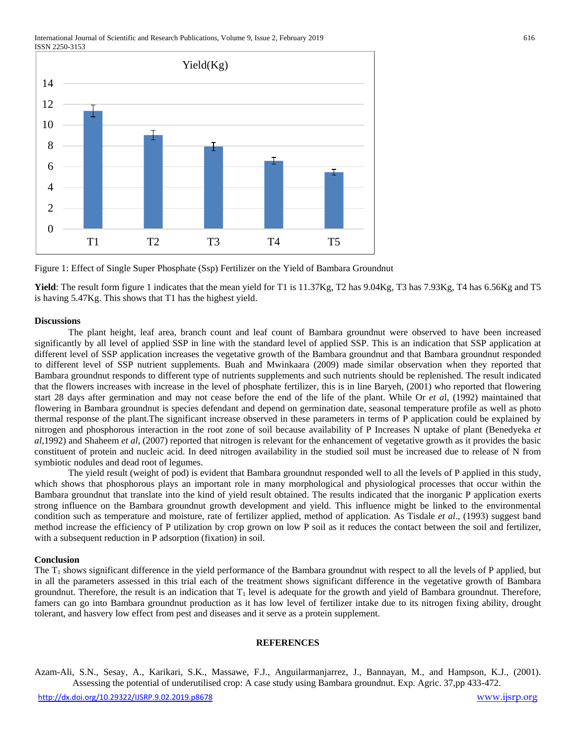Figure 1: Effect of Single Super Phosphate (Ssp) Fertilizer on the Yield of Bambara Groundnut

**Yield**: The result form figure 1 indicates that the mean yield for T1 is 11.37Kg, T2 has 9.04Kg, T3 has 7.93Kg, T4 has 6.56Kg and T5 is having 5.47Kg. This shows that T1 has the highest yield.

## Discussions

The plant height, leaf area, branch count and leaf count of Bambara groundnut were observed to have been increased significantly by all level of applied SSP in line with the standard level of applied SSP. This is an indication that SSP application at different level of SSP application increases the vegetative growth of the Bambara groundnut and that Bambara groundnut responded to different level of SSP nutrient supplements. Buah and Mwinkaara (2009) made similar observation when they reported that Bambara groundnut responds to different type of nutrients supplements and such nutrients should be replenished. The result indicated that the flowers increases with increase in the level of phosphate fertilizer, this is in line Baryeh, (2001) who reported that flowering start 28 days after germination and may not cease before the end of the life of the plant. While Or *et a*l, (1992) maintained that flowering in Bambara groundnut is species defendant and depend on germination date, seasonal temperature profile as well as photo thermal response of the plant.The significant increase observed in these parameters in terms of P application could be explained by nitrogen and phosphorous interaction in the root zone of soil because availability of P Increases N uptake of plant (Benedyeka *et al*,1992) and Shaheem *et al*, (2007) reported that nitrogen is relevant for the enhancement of vegetative growth as it provides the basic constituent of protein and nucleic acid. In deed nitrogen availability in the studied soil must be increased due to release of N from symbiotic nodules and dead root of legumes.

The yield result (weight of pod) is evident that Bambara groundnut responded well to all the levels of P applied in this study, which shows that phosphorous plays an important role in many morphological and physiological processes that occur within the Bambara groundnut that translate into the kind of yield result obtained. The results indicated that the inorganic P application exerts strong influence on the Bambara groundnut growth development and yield. This influence might be linked to the environmental condition such as temperature and moisture, rate of fertilizer applied, method of application. As Tisdale *et al*., (1993) suggest band method increase the efficiency of P utilization by crop grown on low P soil as it reduces the contact between the soil and fertilizer, with a subsequent reduction in P adsorption (fixation) in soil.

## Conclusion

The $T_1$ shows significant difference in the yield performance of the Bambara groundnut with respect to all the levels of P applied, but in all the parameters assessed in this trial each of the treatment shows significant difference in the vegetative growth of Bambara groundnut. Therefore, the result is an indication that $T_1$ level is adequate for the growth and yield of Bambara groundnut. Therefore, famers can go into Bambara groundnut production as it has low level of fertilizer intake due to its nitrogen fixing ability, drought tolerant, and hasvery low effect from pest and diseases and it serve as a protein supplement.

## REFERENCES

Azam-Ali, S.N., Sesay, A., Karikari, S.K., Massawe, F.J., Anguilarmanjarrez, J., Bannayan, M., and Hampson, K.J., (2001). Assessing the potential of underutilised crop: A case study using Bambara groundnut. Exp. Agric. 37,pp 433-472.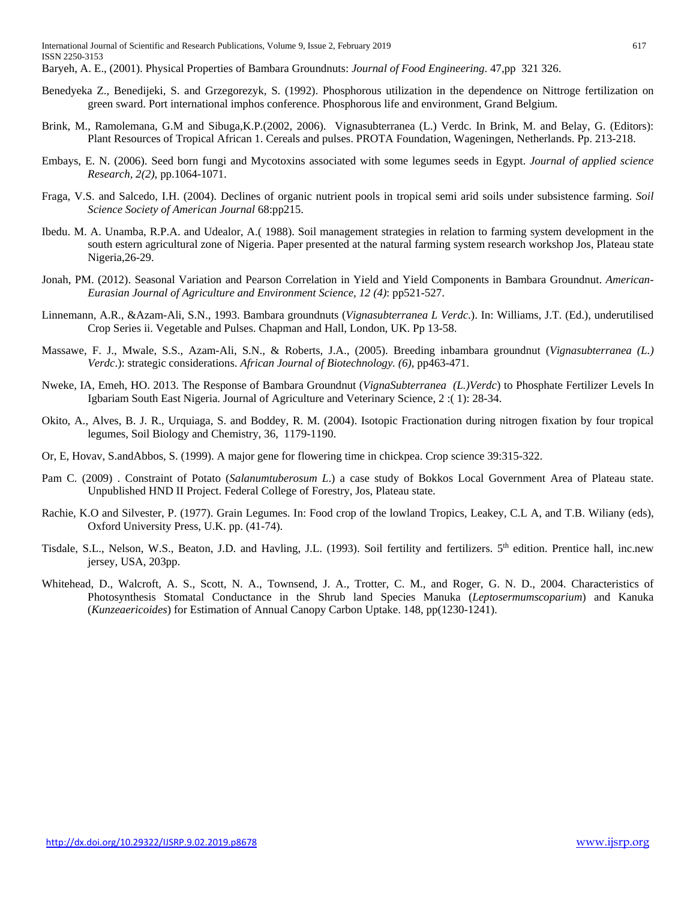Baryeh, A. E., (2001). Physical Properties of Bambara Groundnuts: *Journal of Food Engineering*. 47,pp 321 326.

Benedyeka Z., Benedijeki, S. and Grzegorezyk, S. (1992). Phosphorous utilization in the dependence on Nittroge fertilization on green sward. Port international imphos conference. Phosphorous life and environment, Grand Belgium.

Brink, M., Ramolemana, G.M and Sibuga,K.P.(2002, 2006). Vignasubterranea (L.) Verdc. In Brink, M. and Belay, G. (Editors): Plant Resources of Tropical African 1. Cereals and pulses. PROTA Foundation, Wageningen, Netherlands. Pp. 213-218.

Embays, E. N. (2006). Seed born fungi and Mycotoxins associated with some legumes seeds in Egypt. *Journal of applied science Research, 2(2),* pp.1064-1071.

Fraga, V.S. and Salcedo, I.H. (2004). Declines of organic nutrient pools in tropical semi arid soils under subsistence farming. *Soil Science Society of American Journal* 68:pp215.

Ibedu. M. A. Unamba, R.P.A. and Udealor, A.( 1988). Soil management strategies in relation to farming system development in the south estern agricultural zone of Nigeria. Paper presented at the natural farming system research workshop Jos, Plateau state Nigeria,26-29.

Jonah, PM. (2012). Seasonal Variation and Pearson Correlation in Yield and Yield Components in Bambara Groundnut. *American-Eurasian Journal of Agriculture and Environment Science, 12 (4)*: pp521-527.

Linnemann, A.R., &Azam-Ali, S.N., 1993. Bambara groundnuts (*Vignasubterranea L Verdc*.). In: Williams, J.T. (Ed.), underutilised Crop Series ii. Vegetable and Pulses. Chapman and Hall, London, UK. Pp 13-58.

Massawe, F. J., Mwale, S.S., Azam-Ali, S.N., & Roberts, J.A., (2005). Breeding inbambara groundnut (*Vignasubterranea (L.) Verdc*.): strategic considerations. *African Journal of Biotechnology. (6)*, pp463-471.

Nweke, IA, Emeh, HO. 2013. The Response of Bambara Groundnut (*VignaSubterranea (L.)Verdc*) to Phosphate Fertilizer Levels In Igbariam South East Nigeria. Journal of Agriculture and Veterinary Science, 2 :( 1): 28-34.

Okito, A., Alves, B. J. R., Urquiaga, S. and Boddey, R. M. (2004). Isotopic Fractionation during nitrogen fixation by four tropical legumes, Soil Biology and Chemistry, 36, 1179-1190.

Or, E, Hovav, S.andAbbos, S. (1999). A major gene for flowering time in chickpea. Crop science 39:315-322.

Pam C. (2009) . Constraint of Potato (*Salanumtuberosum L*.) a case study of Bokkos Local Government Area of Plateau state. Unpublished HND II Project. Federal College of Forestry, Jos, Plateau state.

Rachie, K.O and Silvester, P. (1977). Grain Legumes. In: Food crop of the lowland Tropics, Leakey, C.L A, and T.B. Wiliany (eds), Oxford University Press, U.K. pp. (41-74).

Tisdale, S.L., Nelson, W.S., Beaton, J.D. and Havling, J.L. (1993). Soil fertility and fertilizers. 5th edition. Prentice hall, inc.new jersey, USA, 203pp.

Whitehead, D., Walcroft, A. S., Scott, N. A., Townsend, J. A., Trotter, C. M., and Roger, G. N. D., 2004. Characteristics of Photosynthesis Stomatal Conductance in the Shrub land Species Manuka (*Leptosermumscoparium*) and Kanuka (*Kunzeaericoides*) for Estimation of Annual Canopy Carbon Uptake. 148, pp(1230-1241).